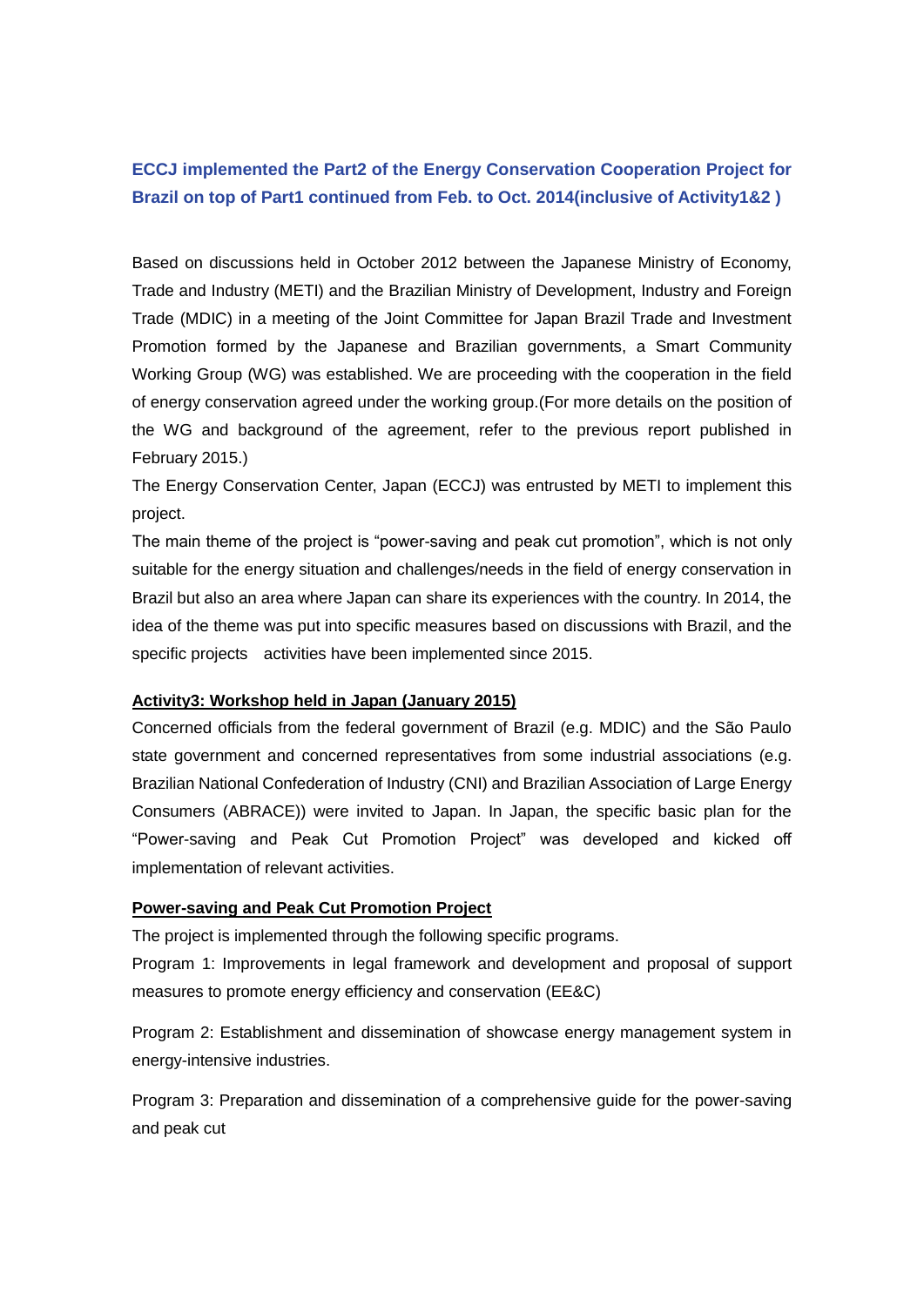## ECCJ implemented the Part2 of the Energy Conservation Cooperation Project for Brazil on top of Part1 continued from Feb. to Oct. 2014(inclusive of Activity1&2 )

Based on discussions held in October 2012 between the Japanese Ministry of Economy, Trade and Industry (METI) and the Brazilian Ministry of Development, Industry and Foreign Trade (MDIC) in a meeting of the Joint Committee for Japan Brazil Trade and Investment Promotion formed by the Japanese and Brazilian governments, a Smart Community Working Group (WG) was established. We are proceeding with the cooperation in the field of energy conservation agreed under the working group.(For more details on the position of the WG and background of the agreement, refer to the previous report published in February 2015.)

The Energy Conservation Center, Japan (ECCJ) was entrusted by METI to implement this project.

The main theme of the project is "power-saving and peak cut promotion", which is not only suitable for the energy situation and challenges/needs in the field of energy conservation in Brazil but also an area where Japan can share its experiences with the country. In 2014, the idea of the theme was put into specific measures based on discussions with Brazil, and the specific projects activities have been implemented since 2015.

**Activity3: Workshop held in Japan (January 2015)**

Concerned officials from the federal government of Brazil (e.g. MDIC) and the São Paulo state government and concerned representatives from some industrial associations (e.g. Brazilian National Confederation of Industry (CNI) and Brazilian Association of Large Energy Consumers (ABRACE)) were invited to Japan. In Japan, the specific basic plan for the "Power-saving and Peak Cut Promotion Project" was developed and kicked off implementation of relevant activities.

**Power-saving and Peak Cut Promotion Project**

The project is implemented through the following specific programs.

Program 1: Improvements in legal framework and development and proposal of support measures to promote energy efficiency and conservation (EE&C)

Program 2: Establishment and dissemination of showcase energy management system in energy-intensive industries.

Program 3: Preparation and dissemination of a comprehensive guide for the power-saving and peak cut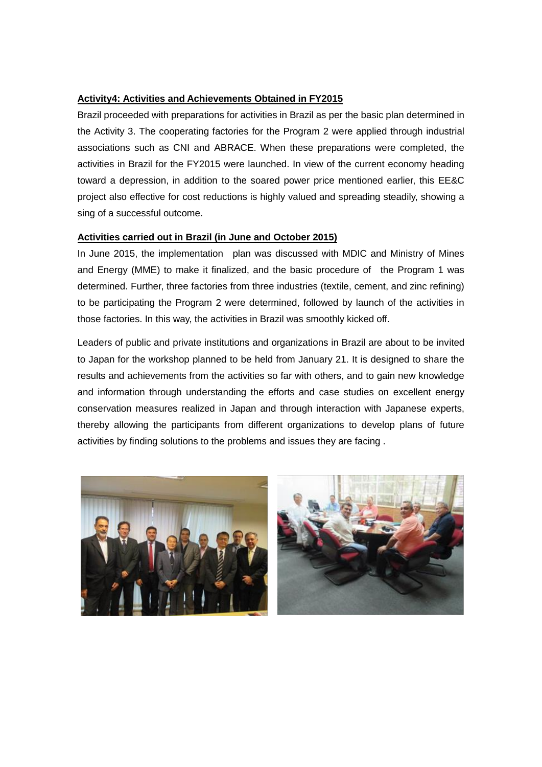**Activity4: Activities and Achievements Obtained in FY2015**

Brazil proceeded with preparations for activities in Brazil as per the basic plan determined in the Activity 3. The cooperating factories for the Program 2 were applied through industrial associations such as CNI and ABRACE. When these preparations were completed, the activities in Brazil for the FY2015 were launched. In view of the current economy heading toward a depression, in addition to the soared power price mentioned earlier, this EE&C project also effective for cost reductions is highly valued and spreading steadily, showing a sing of a successful outcome.

**Activities carried out in Brazil (in June and October 2015)**

In June 2015, the implementation plan was discussed with MDIC and Ministry of Mines and Energy (MME) to make it finalized, and the basic procedure of the Program 1 was determined. Further, three factories from three industries (textile, cement, and zinc refining) to be participating the Program 2 were determined, followed by launch of the activities in those factories. In this way, the activities in Brazil was smoothly kicked off.

Leaders of public and private institutions and organizations in Brazil are about to be invited to Japan for the workshop planned to be held from January 21. It is designed to share the results and achievements from the activities so far with others, and to gain new knowledge and information through understanding the efforts and case studies on excellent energy conservation measures realized in Japan and through interaction with Japanese experts, thereby allowing the participants from different organizations to develop plans of future activities by finding solutions to the problems and issues they are facing .